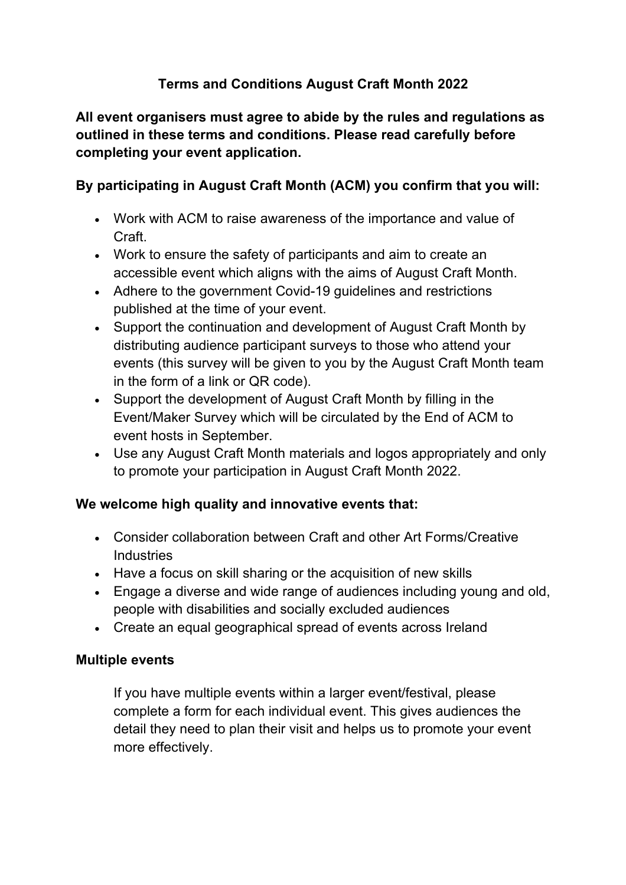# Terms and Conditions August Craft Month 2022

**All event organisers must agree to abide by the rules and regulations as outlined in these terms and conditions. Please read carefully before completing your event application.**

**By participating in August Craft Month (ACM) you confirm that you will:**

- Work with ACM to raise awareness of the importance and value of Craft.
- Work to ensure the safety of participants and aim to create an accessible event which aligns with the aims of August Craft Month.
- Adhere to the government Covid-19 guidelines and restrictions published at the time of your event.
- Support the continuation and development of August Craft Month by distributing audience participant surveys to those who attend your events (this survey will be given to you by the August Craft Month team in the form of a link or QR code).
- Support the development of August Craft Month by filling in the Event/Maker Survey which will be circulated by the End of ACM to event hosts in September.
- Use any August Craft Month materials and logos appropriately and only to promote your participation in August Craft Month 2022.

**We welcome high quality and innovative events that:**

- Consider collaboration between Craft and other Art Forms/Creative Industries
- Have a focus on skill sharing or the acquisition of new skills
- Engage a diverse and wide range of audiences including young and old, people with disabilities and socially excluded audiences
- Create an equal geographical spread of events across Ireland

**Multiple events**

If you have multiple events within a larger event/festival, please complete a form for each individual event. This gives audiences the detail they need to plan their visit and helps us to promote your event more effectively.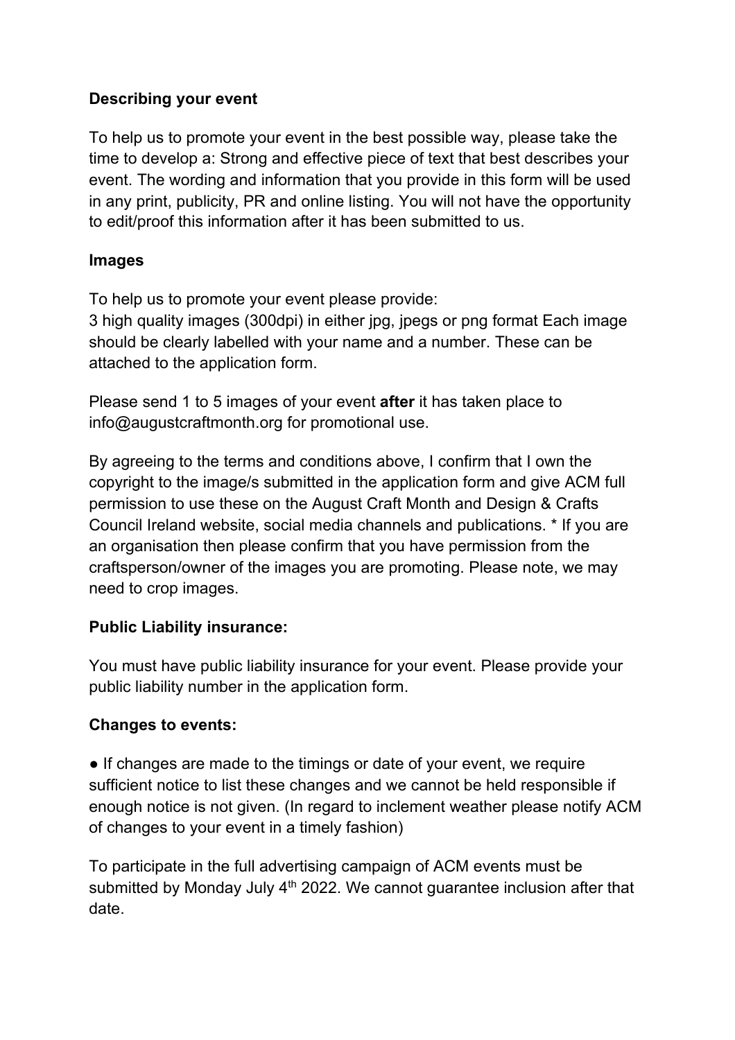**Describing your event**

To help us to promote your event in the best possible way, please take the time to develop a: Strong and effective piece of text that best describes your event. The wording and information that you provide in this form will be used in any print, publicity, PR and online listing. You will not have the opportunity to edit/proof this information after it has been submitted to us.

**Images**

To help us to promote your event please provide:
3 high quality images (300dpi) in either jpg, jpegs or png format Each image should be clearly labelled with your name and a number. These can be attached to the application form.

Please send 1 to 5 images of your event **after** it has taken place to info@augustcraftmonth.org for promotional use.

By agreeing to the terms and conditions above, I confirm that I own the copyright to the image/s submitted in the application form and give ACM full permission to use these on the August Craft Month and Design & Crafts Council Ireland website, social media channels and publications. * If you are an organisation then please confirm that you have permission from the craftsperson/owner of the images you are promoting. Please note, we may need to crop images.

**Public Liability insurance:**

You must have public liability insurance for your event. Please provide your public liability number in the application form.

**Changes to events:**

- If changes are made to the timings or date of your event, we require sufficient notice to list these changes and we cannot be held responsible if enough notice is not given. (In regard to inclement weather please notify ACM of changes to your event in a timely fashion)

To participate in the full advertising campaign of ACM events must be submitted by Monday July 4th 2022. We cannot guarantee inclusion after that date.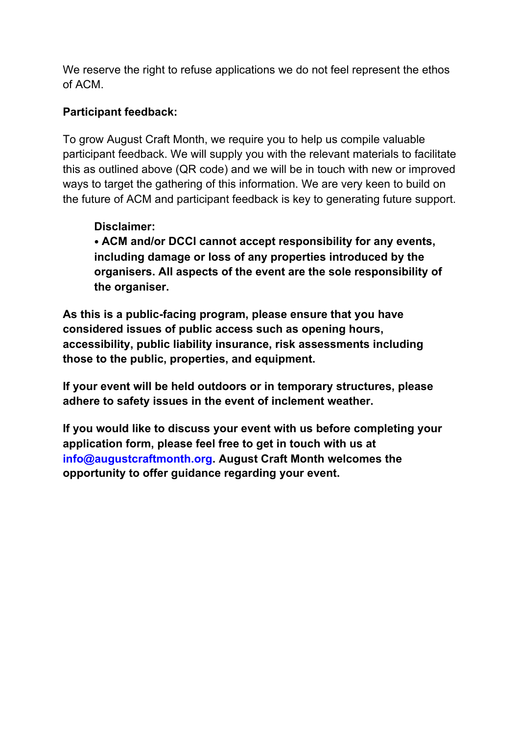We reserve the right to refuse applications we do not feel represent the ethos of ACM.

**Participant feedback:**

To grow August Craft Month, we require you to help us compile valuable participant feedback. We will supply you with the relevant materials to facilitate this as outlined above (QR code) and we will be in touch with new or improved ways to target the gathering of this information. We are very keen to build on the future of ACM and participant feedback is key to generating future support.

> **Disclaimer:**
>
> **• ACM and/or DCCI cannot accept responsibility for any events, including damage or loss of any properties introduced by the organisers. All aspects of the event are the sole responsibility of the organiser.**

**As this is a public-facing program, please ensure that you have considered issues of public access such as opening hours, accessibility, public liability insurance, risk assessments including those to the public, properties, and equipment.**

**If your event will be held outdoors or in temporary structures, please adhere to safety issues in the event of inclement weather.**

**If you would like to discuss your event with us before completing your application form, please feel free to get in touch with us at info@augustcraftmonth.org. August Craft Month welcomes the opportunity to offer guidance regarding your event.**